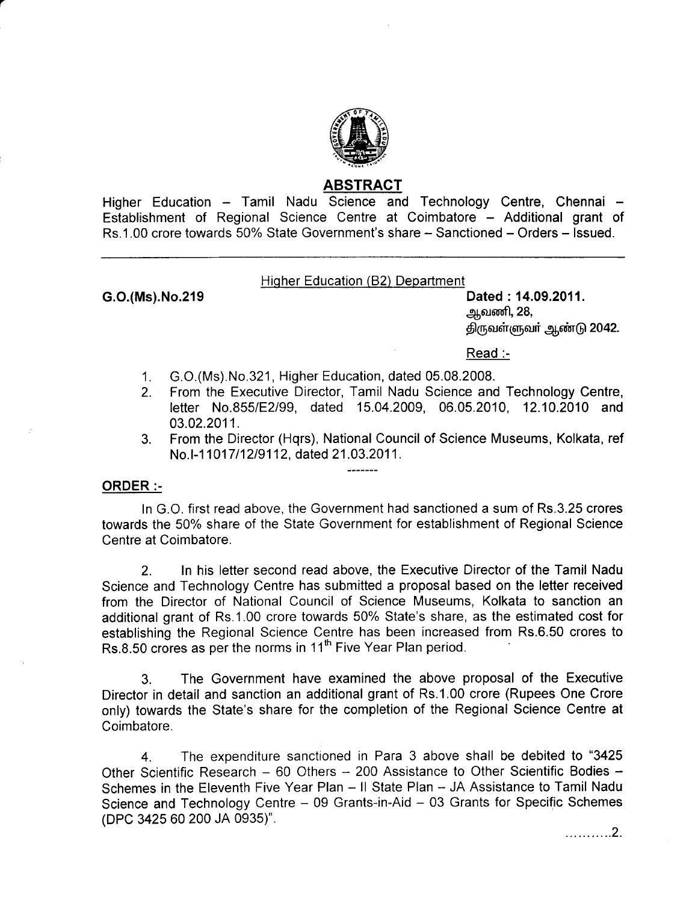## ABSTRACT

Higher Education – Tamil Nadu Science and Technology Centre, Chennai – Establishment of Regional Science Centre at Coimbatore – Additional grant of Rs.1.00 crore towards 50% State Government's share – Sanctioned – Orders – Issued.

---

Higher Education (B2) Department

**G.O.(Ms).No.219** **Dated : 14.09.2011.**
**ஆவணி, 28,**
**திருவள்ளுவர் ஆண்டு 2042.**

Read :-

1. G.O.(Ms).No.321, Higher Education, dated 05.08.2008.
2. From the Executive Director, Tamil Nadu Science and Technology Centre, letter No.855/E2/99, dated 15.04.2009, 06.05.2010, 12.10.2010 and 03.02.2011.
3. From the Director (Hqrs), National Council of Science Museums, Kolkata, ref No.I-11017/12/9112, dated 21.03.2011.

-------

**ORDER :-**

In G.O. first read above, the Government had sanctioned a sum of Rs.3.25 crores towards the 50% share of the State Government for establishment of Regional Science Centre at Coimbatore.

2. In his letter second read above, the Executive Director of the Tamil Nadu Science and Technology Centre has submitted a proposal based on the letter received from the Director of National Council of Science Museums, Kolkata to sanction an additional grant of Rs.1.00 crore towards 50% State's share, as the estimated cost for establishing the Regional Science Centre has been increased from Rs.6.50 crores to Rs.8.50 crores as per the norms in 11th Five Year Plan period.

3. The Government have examined the above proposal of the Executive Director in detail and sanction an additional grant of Rs.1.00 crore (Rupees One Crore only) towards the State's share for the completion of the Regional Science Centre at Coimbatore.

4. The expenditure sanctioned in Para 3 above shall be debited to "3425 Other Scientific Research – 60 Others – 200 Assistance to Other Scientific Bodies – Schemes in the Eleventh Five Year Plan – II State Plan – JA Assistance to Tamil Nadu Science and Technology Centre – 09 Grants-in-Aid – 03 Grants for Specific Schemes (DPC 3425 60 200 JA 0935)".

...........2.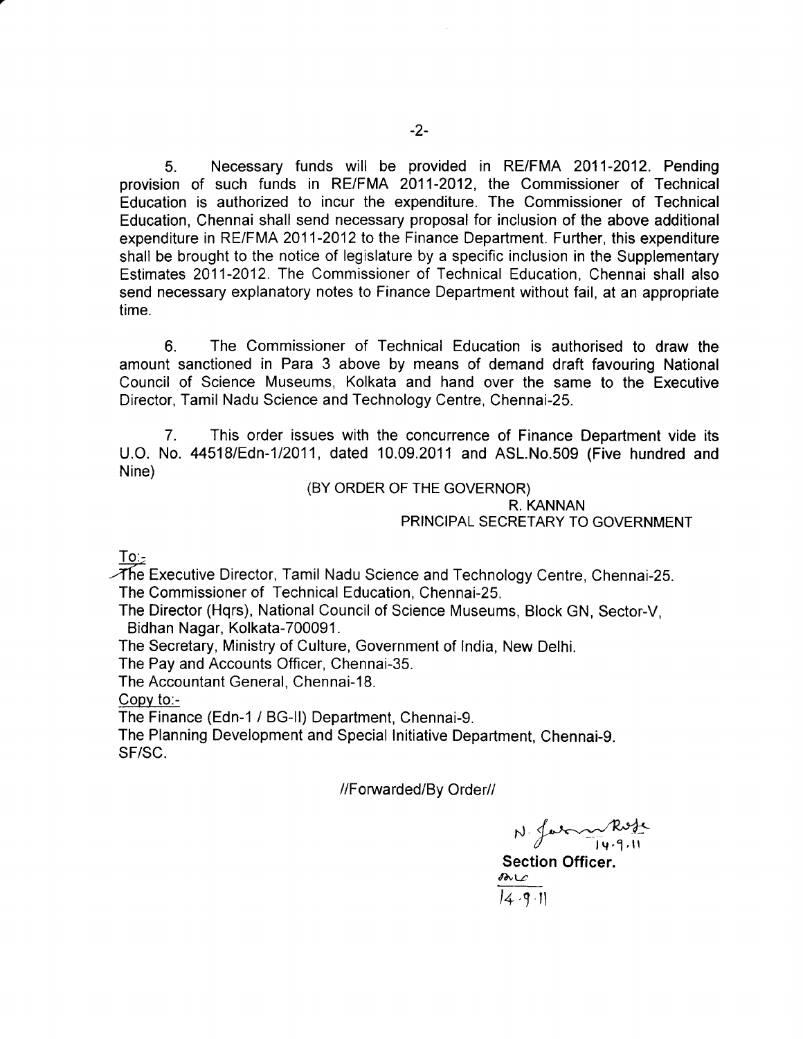5. Necessary funds will be provided in RE/FMA 2011-2012. Pending provision of such funds in RE/FMA 2011-2012, the Commissioner of Technical Education is authorized to incur the expenditure. The Commissioner of Technical Education, Chennai shall send necessary proposal for inclusion of the above additional expenditure in RE/FMA 2011-2012 to the Finance Department. Further, this expenditure shall be brought to the notice of legislature by a specific inclusion in the Supplementary Estimates 2011-2012. The Commissioner of Technical Education, Chennai shall also send necessary explanatory notes to Finance Department without fail, at an appropriate time.

6. The Commissioner of Technical Education is authorised to draw the amount sanctioned in Para 3 above by means of demand draft favouring National Council of Science Museums, Kolkata and hand over the same to the Executive Director, Tamil Nadu Science and Technology Centre, Chennai-25.

7. This order issues with the concurrence of Finance Department vide its U.O. No. 44518/Edn-1/2011, dated 10.09.2011 and ASL.No.509 (Five hundred and Nine)

(BY ORDER OF THE GOVERNOR)
R. KANNAN
PRINCIPAL SECRETARY TO GOVERNMENT

To:-
The Executive Director, Tamil Nadu Science and Technology Centre, Chennai-25.
The Commissioner of Technical Education, Chennai-25.
The Director (Hqrs), National Council of Science Museums, Block GN, Sector-V, Bidhan Nagar, Kolkata-700091.
The Secretary, Ministry of Culture, Government of India, New Delhi.
The Pay and Accounts Officer, Chennai-35.
The Accountant General, Chennai-18.
Copy to:-
The Finance (Edn-1 / BG-II) Department, Chennai-9.
The Planning Development and Special Initiative Department, Chennai-9.
SF/SC.

//Forwarded/By Order//

N. Jasmine Rose
14.9.11
Section Officer.
14.9.11